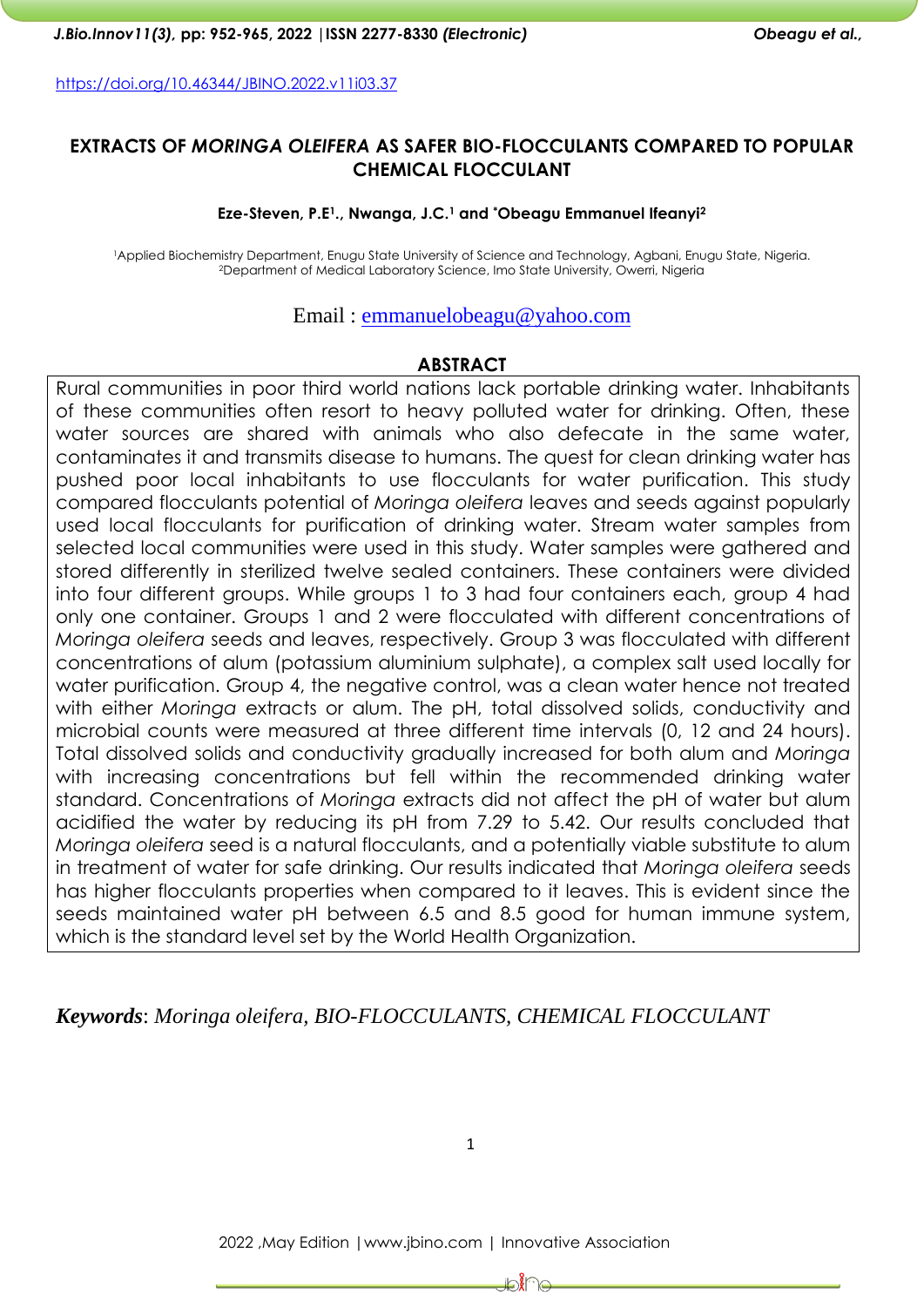https://doi.org/10.46344/JBINO.2022.v11i03.37

# EXTRACTS OF *MORINGA OLEIFERA* AS SAFER BIO-FLOCCULANTS COMPARED TO POPULAR CHEMICAL FLOCCULANT

**Eze-Steven, P.E[1]., Nwanga, J.C.[1] and *Obeagu Emmanuel Ifeanyi[2]**

[1]Applied Biochemistry Department, Enugu State University of Science and Technology, Agbani, Enugu State, Nigeria.
[2]Department of Medical Laboratory Science, Imo State University, Owerri, Nigeria

Email : emmanuelobeagu@yahoo.com

## ABSTRACT

Rural communities in poor third world nations lack portable drinking water. Inhabitants of these communities often resort to heavy polluted water for drinking. Often, these water sources are shared with animals who also defecate in the same water, contaminates it and transmits disease to humans. The quest for clean drinking water has pushed poor local inhabitants to use flocculants for water purification. This study compared flocculants potential of *Moringa oleifera* leaves and seeds against popularly used local flocculants for purification of drinking water. Stream water samples from selected local communities were used in this study. Water samples were gathered and stored differently in sterilized twelve sealed containers. These containers were divided into four different groups. While groups 1 to 3 had four containers each, group 4 had only one container. Groups 1 and 2 were flocculated with different concentrations of *Moringa oleifera* seeds and leaves, respectively. Group 3 was flocculated with different concentrations of alum (potassium aluminium sulphate), a complex salt used locally for water purification. Group 4, the negative control, was a clean water hence not treated with either *Moringa* extracts or alum. The pH, total dissolved solids, conductivity and microbial counts were measured at three different time intervals (0, 12 and 24 hours). Total dissolved solids and conductivity gradually increased for both alum and *Moringa* with increasing concentrations but fell within the recommended drinking water standard. Concentrations of *Moringa* extracts did not affect the pH of water but alum acidified the water by reducing its pH from 7.29 to 5.42. Our results concluded that *Moringa oleifera* seed is a natural flocculants, and a potentially viable substitute to alum in treatment of water for safe drinking. Our results indicated that *Moringa oleifera* seeds has higher flocculants properties when compared to it leaves. This is evident since the seeds maintained water pH between 6.5 and 8.5 good for human immune system, which is the standard level set by the World Health Organization.

***Keywords***: *Moringa oleifera, BIO-FLOCCULANTS, CHEMICAL FLOCCULANT*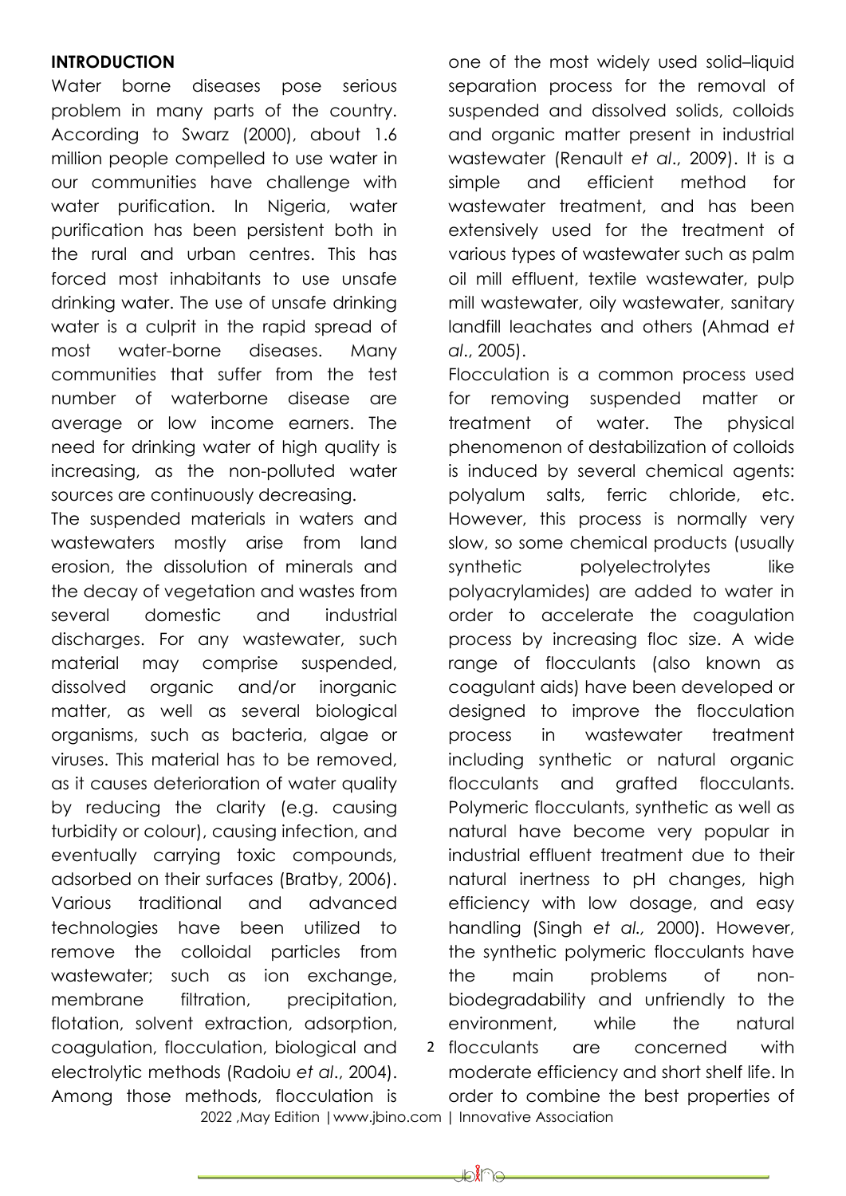## INTRODUCTION

Water borne diseases pose serious problem in many parts of the country. According to Swarz (2000), about 1.6 million people compelled to use water in our communities have challenge with water purification. In Nigeria, water purification has been persistent both in the rural and urban centres. This has forced most inhabitants to use unsafe drinking water. The use of unsafe drinking water is a culprit in the rapid spread of most water-borne diseases. Many communities that suffer from the test number of waterborne disease are average or low income earners. The need for drinking water of high quality is increasing, as the non-polluted water sources are continuously decreasing.

The suspended materials in waters and wastewaters mostly arise from land erosion, the dissolution of minerals and the decay of vegetation and wastes from several domestic and industrial discharges. For any wastewater, such material may comprise suspended, dissolved organic and/or inorganic matter, as well as several biological organisms, such as bacteria, algae or viruses. This material has to be removed, as it causes deterioration of water quality by reducing the clarity (e.g. causing turbidity or colour), causing infection, and eventually carrying toxic compounds, adsorbed on their surfaces (Bratby, 2006). Various traditional and advanced technologies have been utilized to remove the colloidal particles from wastewater; such as ion exchange, membrane filtration, precipitation, flotation, solvent extraction, adsorption, coagulation, flocculation, biological and electrolytic methods (Radoiu *et al*., 2004). Among those methods, flocculation is one of the most widely used solid–liquid separation process for the removal of suspended and dissolved solids, colloids and organic matter present in industrial wastewater (Renault *et al*., 2009). It is a simple and efficient method for wastewater treatment, and has been extensively used for the treatment of various types of wastewater such as palm oil mill effluent, textile wastewater, pulp mill wastewater, oily wastewater, sanitary landfill leachates and others (Ahmad *et al*., 2005).

Flocculation is a common process used for removing suspended matter or treatment of water. The physical phenomenon of destabilization of colloids is induced by several chemical agents: polyalum salts, ferric chloride, etc. However, this process is normally very slow, so some chemical products (usually synthetic polyelectrolytes like polyacrylamides) are added to water in order to accelerate the coagulation process by increasing floc size. A wide range of flocculants (also known as coagulant aids) have been developed or designed to improve the flocculation process in wastewater treatment including synthetic or natural organic flocculants and grafted flocculants. Polymeric flocculants, synthetic as well as natural have become very popular in industrial effluent treatment due to their natural inertness to pH changes, high efficiency with low dosage, and easy handling (Singh *et al.,* 2000). However, the synthetic polymeric flocculants have the main problems of non-biodegradability and unfriendly to the environment, while the natural flocculants are concerned with moderate efficiency and short shelf life. In order to combine the best properties of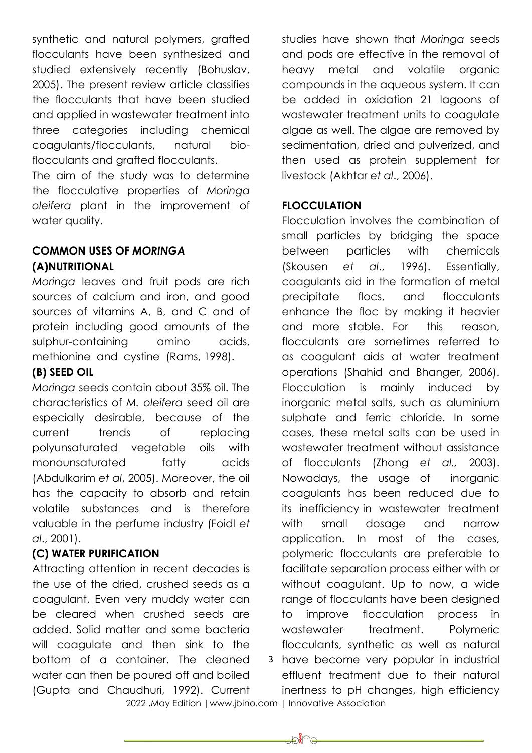synthetic and natural polymers, grafted flocculants have been synthesized and studied extensively recently (Bohuslav, 2005). The present review article classifies the flocculants that have been studied and applied in wastewater treatment into three categories including chemical coagulants/flocculants, natural bio-flocculants and grafted flocculants.

The aim of the study was to determine the flocculative properties of *Moringa oleifera* plant in the improvement of water quality.

## COMMON USES OF *MORINGA*

### (A)NUTRITIONAL

*Moringa* leaves and fruit pods are rich sources of calcium and iron, and good sources of vitamins A, B, and C and of protein including good amounts of the sulphur-containing amino acids, methionine and cystine (Rams, 1998).

### (B) SEED OIL

*Moringa* seeds contain about 35% oil. The characteristics of *M. oleifera* seed oil are especially desirable, because of the current trends of replacing polyunsaturated vegetable oils with monounsaturated fatty acids (Abdulkarim *et al*, 2005). Moreover, the oil has the capacity to absorb and retain volatile substances and is therefore valuable in the perfume industry (Foidl *et al*., 2001).

### (C) WATER PURIFICATION

Attracting attention in recent decades is the use of the dried, crushed seeds as a coagulant. Even very muddy water can be cleared when crushed seeds are added. Solid matter and some bacteria will coagulate and then sink to the bottom of a container. The cleaned water can then be poured off and boiled (Gupta and Chaudhuri, 1992). Current studies have shown that *Moringa* seeds and pods are effective in the removal of heavy metal and volatile organic compounds in the aqueous system. It can be added in oxidation 21 lagoons of wastewater treatment units to coagulate algae as well. The algae are removed by sedimentation, dried and pulverized, and then used as protein supplement for livestock (Akhtar *et al*., 2006).

## FLOCCULATION

Flocculation involves the combination of small particles by bridging the space between particles with chemicals (Skousen *et al*., 1996). Essentially, coagulants aid in the formation of metal precipitate flocs, and flocculants enhance the floc by making it heavier and more stable. For this reason, flocculants are sometimes referred to as coagulant aids at water treatment operations (Shahid and Bhanger, 2006). Flocculation is mainly induced by inorganic metal salts, such as aluminium sulphate and ferric chloride. In some cases, these metal salts can be used in wastewater treatment without assistance of flocculants (Zhong *et al.,* 2003). Nowadays, the usage of inorganic coagulants has been reduced due to its inefficiency in wastewater treatment with small dosage and narrow application. In most of the cases, polymeric flocculants are preferable to facilitate separation process either with or without coagulant. Up to now, a wide range of flocculants have been designed to improve flocculation process in wastewater treatment. Polymeric flocculants, synthetic as well as natural have become very popular in industrial effluent treatment due to their natural inertness to pH changes, high efficiency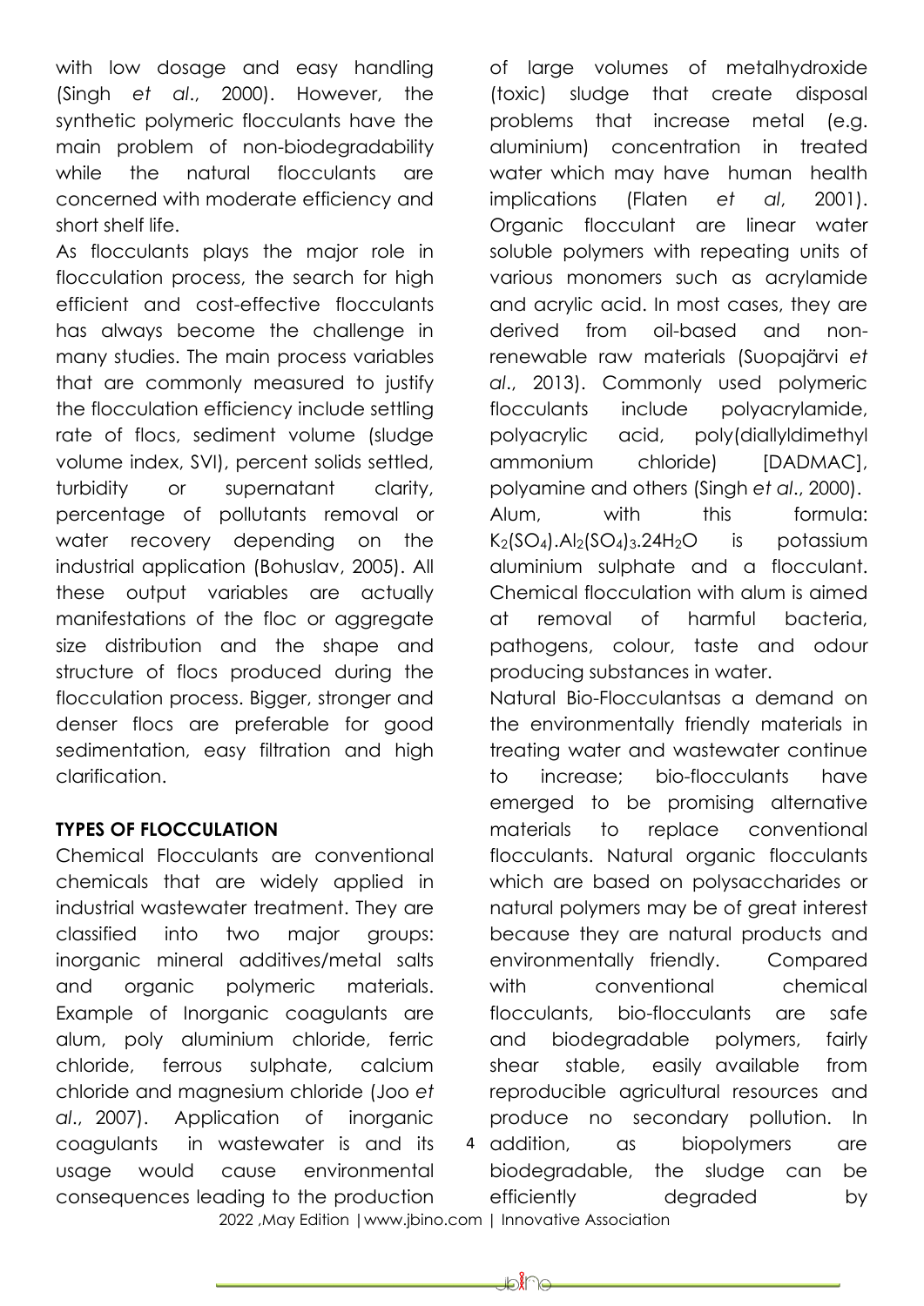with low dosage and easy handling (Singh *et al*., 2000). However, the synthetic polymeric flocculants have the main problem of non-biodegradability while the natural flocculants are concerned with moderate efficiency and short shelf life.

As flocculants plays the major role in flocculation process, the search for high efficient and cost-effective flocculants has always become the challenge in many studies. The main process variables that are commonly measured to justify the flocculation efficiency include settling rate of flocs, sediment volume (sludge volume index, SVI), percent solids settled, turbidity or supernatant clarity, percentage of pollutants removal or water recovery depending on the industrial application (Bohuslav, 2005). All these output variables are actually manifestations of the floc or aggregate size distribution and the shape and structure of flocs produced during the flocculation process. Bigger, stronger and denser flocs are preferable for good sedimentation, easy filtration and high clarification.

## TYPES OF FLOCCULATION

Chemical Flocculants are conventional chemicals that are widely applied in industrial wastewater treatment. They are classified into two major groups: inorganic mineral additives/metal salts and organic polymeric materials. Example of Inorganic coagulants are alum, poly aluminium chloride, ferric chloride, ferrous sulphate, calcium chloride and magnesium chloride (Joo *et al*., 2007). Application of inorganic coagulants in wastewater is and its usage would cause environmental consequences leading to the production of large volumes of metalhydroxide (toxic) sludge that create disposal problems that increase metal (e.g. aluminium) concentration in treated water which may have human health implications (Flaten *et al*, 2001). Organic flocculant are linear water soluble polymers with repeating units of various monomers such as acrylamide and acrylic acid. In most cases, they are derived from oil-based and non-renewable raw materials (Suopajärvi *et al*., 2013). Commonly used polymeric flocculants include polyacrylamide, polyacrylic acid, poly(diallyldimethyl ammonium chloride) [DADMAC], polyamine and others (Singh *et al*., 2000).

Alum, with this formula: $K_2(SO_4).Al_2(SO_4)_3.24H_2O$ is potassium aluminium sulphate and a flocculant. Chemical flocculation with alum is aimed at removal of harmful bacteria, pathogens, colour, taste and odour producing substances in water.

Natural Bio-Flocculantsas a demand on the environmentally friendly materials in treating water and wastewater continue to increase; bio-flocculants have emerged to be promising alternative materials to replace conventional flocculants. Natural organic flocculants which are based on polysaccharides or natural polymers may be of great interest because they are natural products and environmentally friendly. Compared with conventional chemical flocculants, bio-flocculants are safe and biodegradable polymers, fairly shear stable, easily available from reproducible agricultural resources and produce no secondary pollution. In addition, as biopolymers are biodegradable, the sludge can be efficiently degraded by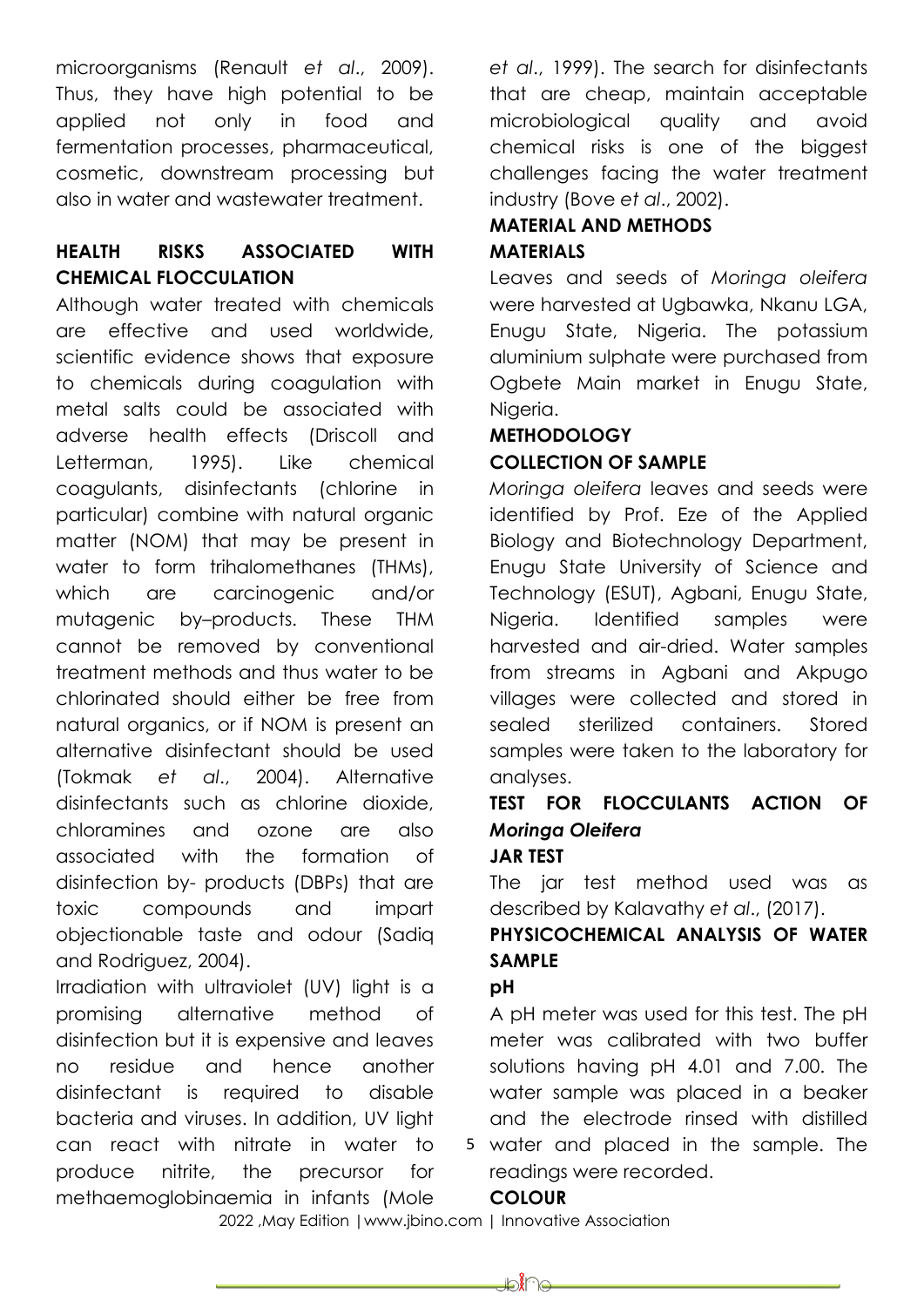microorganisms (Renault *et al*., 2009). Thus, they have high potential to be applied not only in food and fermentation processes, pharmaceutical, cosmetic, downstream processing but also in water and wastewater treatment.

## HEALTH RISKS ASSOCIATED WITH CHEMICAL FLOCCULATION

Although water treated with chemicals are effective and used worldwide, scientific evidence shows that exposure to chemicals during coagulation with metal salts could be associated with adverse health effects (Driscoll and Letterman, 1995). Like chemical coagulants, disinfectants (chlorine in particular) combine with natural organic matter (NOM) that may be present in water to form trihalomethanes (THMs), which are carcinogenic and/or mutagenic by–products. These THM cannot be removed by conventional treatment methods and thus water to be chlorinated should either be free from natural organics, or if NOM is present an alternative disinfectant should be used (Tokmak *et al*., 2004). Alternative disinfectants such as chlorine dioxide, chloramines and ozone are also associated with the formation of disinfection by- products (DBPs) that are toxic compounds and impart objectionable taste and odour (Sadiq and Rodriguez, 2004).

Irradiation with ultraviolet (UV) light is a promising alternative method of disinfection but it is expensive and leaves no residue and hence another disinfectant is required to disable bacteria and viruses. In addition, UV light can react with nitrate in water to produce nitrite, the precursor for methaemoglobinaemia in infants (Mole *et al*., 1999). The search for disinfectants that are cheap, maintain acceptable microbiological quality and avoid chemical risks is one of the biggest challenges facing the water treatment industry (Bove *et al*., 2002).

## MATERIAL AND METHODS

### MATERIALS

Leaves and seeds of *Moringa oleifera* were harvested at Ugbawka, Nkanu LGA, Enugu State, Nigeria. The potassium aluminium sulphate were purchased from Ogbete Main market in Enugu State, Nigeria.

### METHODOLOGY

### COLLECTION OF SAMPLE

*Moringa oleifera* leaves and seeds were identified by Prof. Eze of the Applied Biology and Biotechnology Department, Enugu State University of Science and Technology (ESUT), Agbani, Enugu State, Nigeria. Identified samples were harvested and air-dried. Water samples from streams in Agbani and Akpugo villages were collected and stored in sealed sterilized containers. Stored samples were taken to the laboratory for analyses.

### TEST FOR FLOCCULANTS ACTION OF *Moringa Oleifera*

#### JAR TEST

The jar test method used was as described by Kalavathy *et al*., (2017).

### PHYSICOCHEMICAL ANALYSIS OF WATER SAMPLE

#### pH

A pH meter was used for this test. The pH meter was calibrated with two buffer solutions having pH 4.01 and 7.00. The water sample was placed in a beaker and the electrode rinsed with distilled water and placed in the sample. The readings were recorded.

#### COLOUR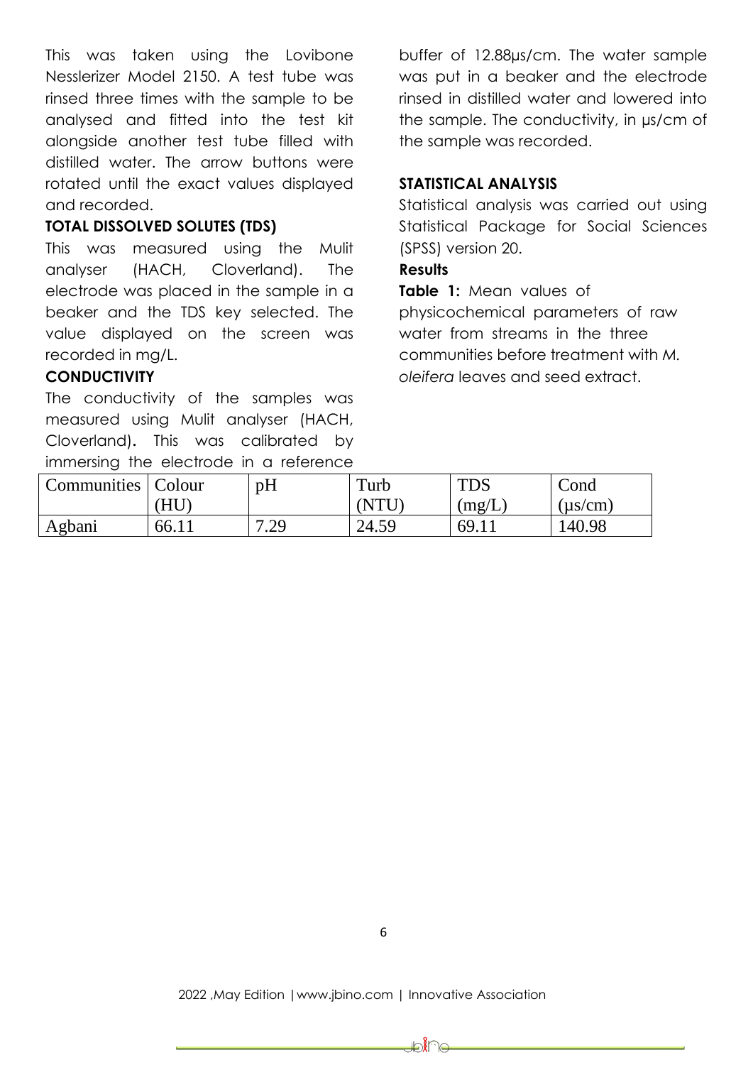This was taken using the Lovibone Nesslerizer Model 2150. A test tube was rinsed three times with the sample to be analysed and fitted into the test kit alongside another test tube filled with distilled water. The arrow buttons were rotated until the exact values displayed and recorded.

### TOTAL DISSOLVED SOLUTES (TDS)

This was measured using the Mulit analyser (HACH, Cloverland). The electrode was placed in the sample in a beaker and the TDS key selected. The value displayed on the screen was recorded in mg/L.

### CONDUCTIVITY

The conductivity of the samples was measured using Mulit analyser (HACH, Cloverland). This was calibrated by immersing the electrode in a reference buffer of 12.88µs/cm. The water sample was put in a beaker and the electrode rinsed in distilled water and lowered into the sample. The conductivity, in µs/cm of the sample was recorded.

### STATISTICAL ANALYSIS

Statistical analysis was carried out using Statistical Package for Social Sciences (SPSS) version 20.

### Results

**Table 1:** Mean values of physicochemical parameters of raw water from streams in the three communities before treatment with *M. oleifera* leaves and seed extract.

| Communities | Colour (HU) | pH | Turb (NTU) | TDS (mg/L) | Cond (µs/cm) |
|---|---|---|---|---|---|
| Agbani | 66.11 | 7.29 | 24.59 | 69.11 | 140.98 |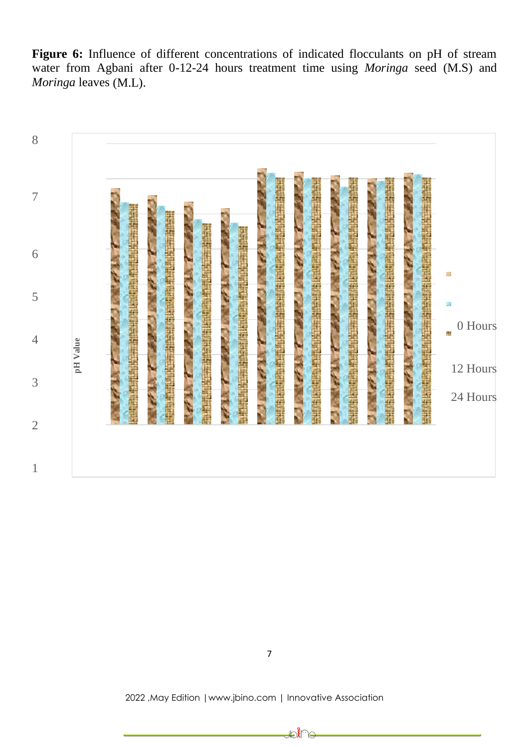**Figure 6:** Influence of different concentrations of indicated flocculants on pH of stream water from Agbani after 0-12-24 hours treatment time using *Moringa* seed (M.S) and *Moringa* leaves (M.L).

8

7

6

5

4

3

2

1

pH Value

0 Hours

12 Hours

24 Hours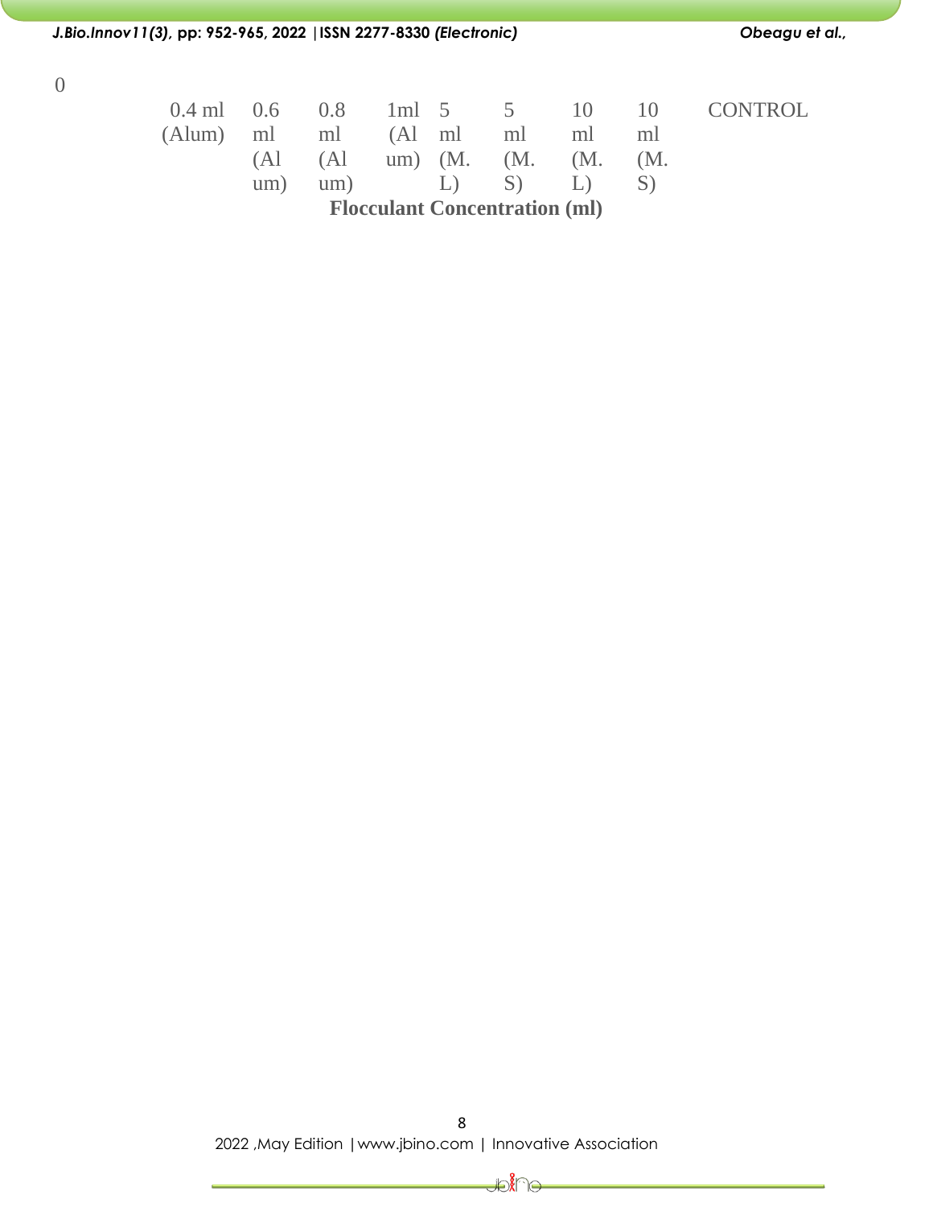0

0.4 ml (Alum) | 0.6 ml (Alum) | 0.8 ml (Alum) | 1ml (Alum) | 5 ml (M. L) | 5 ml (M. S) | 10 ml (M. L) | 10 ml (M. S) | CONTROL

**Flocculant Concentration (ml)**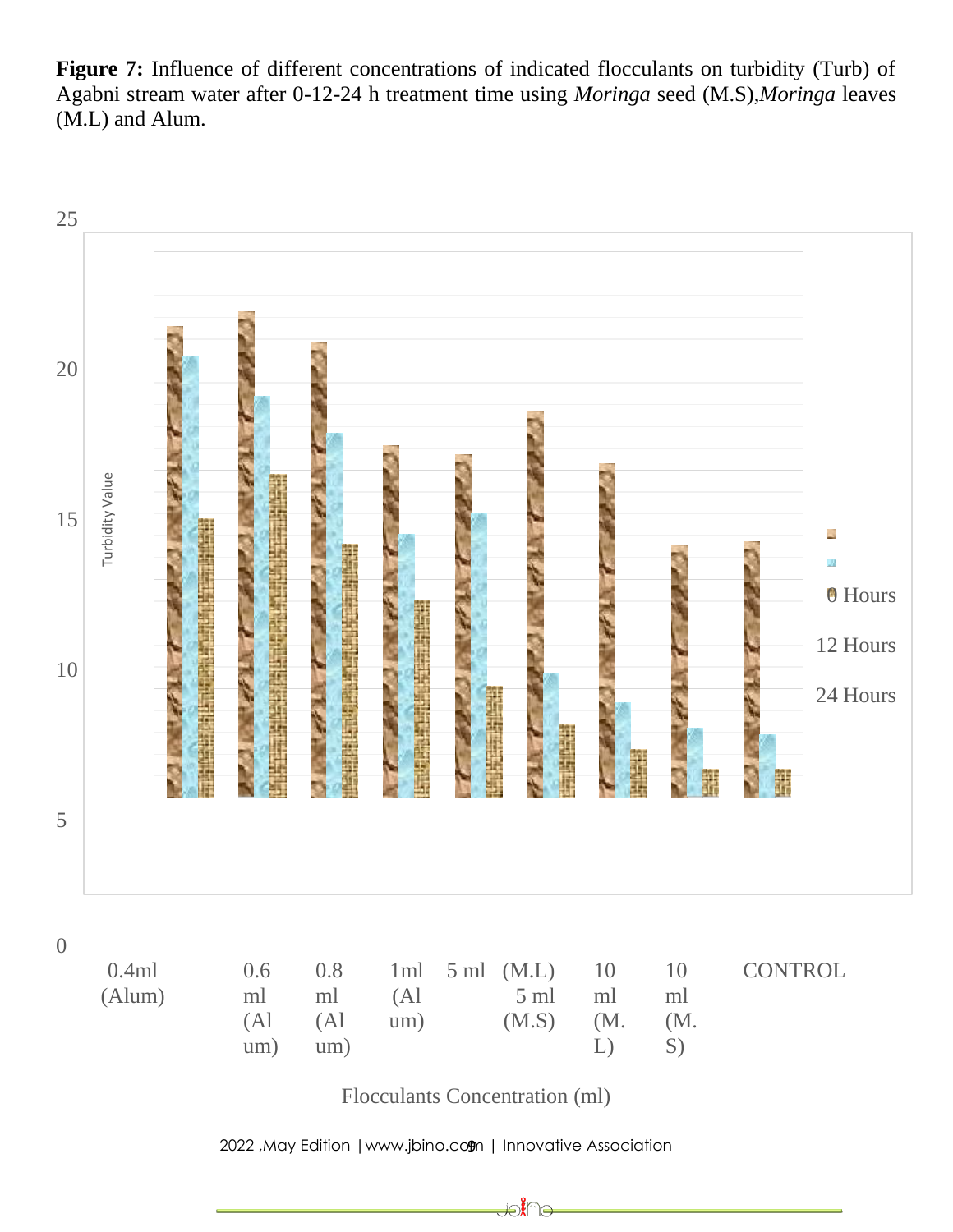**Figure 7:** Influence of different concentrations of indicated flocculants on turbidity (Turb) of Agabni stream water after 0-12-24 h treatment time using *Moringa* seed (M.S),*Moringa* leaves (M.L) and Alum.

25

20

15

10

5

0

Turbidity Value

0 Hours

12 Hours

24 Hours

0.4ml (Alum) 0.6 ml (Alum) 0.8 ml (Alum) 1ml (Alum) 5 ml (M.L) 5 ml (M.S) 10 ml (M.L) 10 ml (M.S) CONTROL

Flocculants Concentration (ml)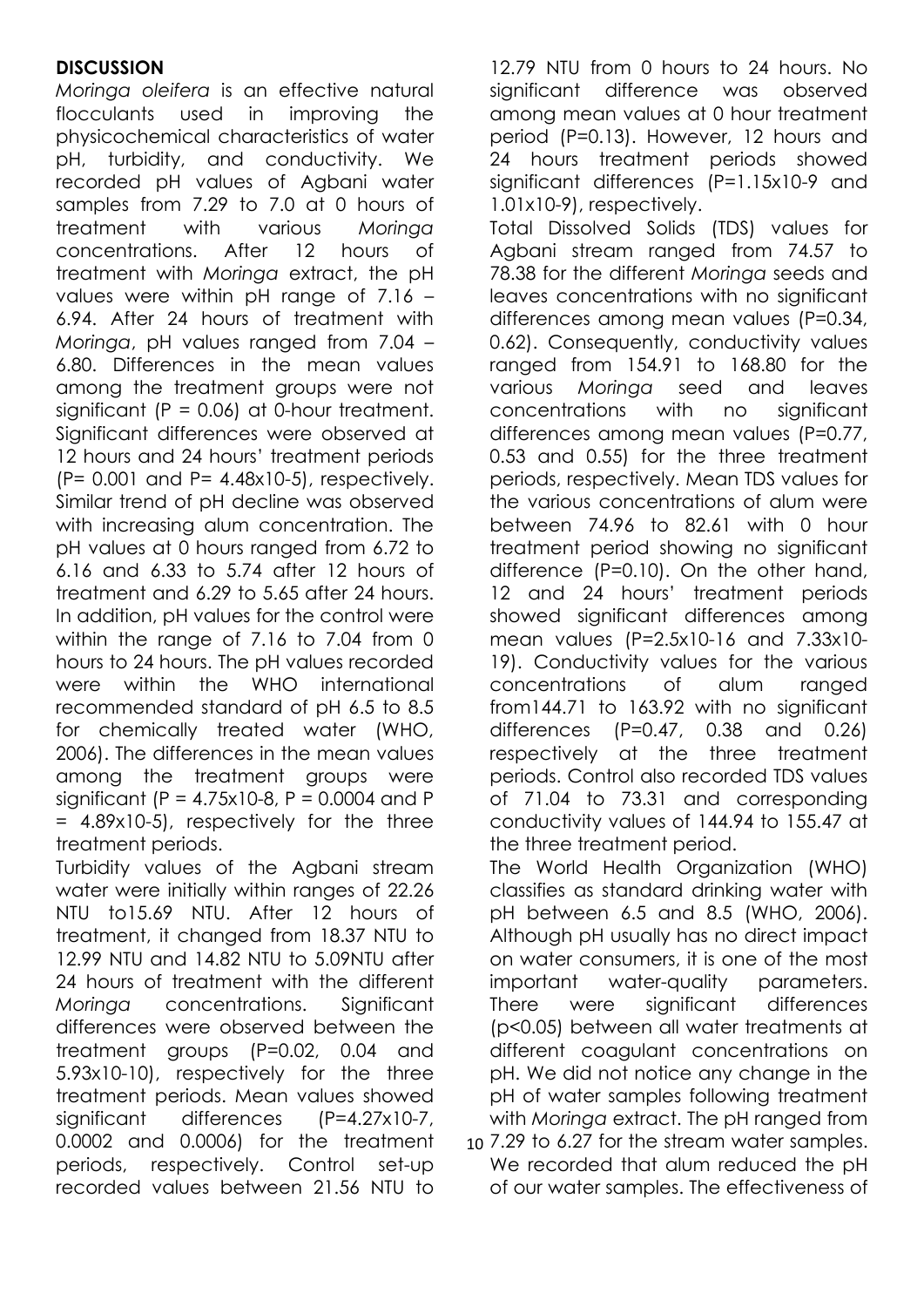## DISCUSSION

*Moringa oleifera* is an effective natural flocculants used in improving the physicochemical characteristics of water pH, turbidity, and conductivity. We recorded pH values of Agbani water samples from 7.29 to 7.0 at 0 hours of treatment with various *Moringa* concentrations. After 12 hours of treatment with *Moringa* extract, the pH values were within pH range of 7.16 – 6.94. After 24 hours of treatment with *Moringa*, pH values ranged from 7.04 – 6.80. Differences in the mean values among the treatment groups were not significant (P = 0.06) at 0-hour treatment. Significant differences were observed at 12 hours and 24 hours' treatment periods (P= 0.001 and P= 4.48x10-5), respectively. Similar trend of pH decline was observed with increasing alum concentration. The pH values at 0 hours ranged from 6.72 to 6.16 and 6.33 to 5.74 after 12 hours of treatment and 6.29 to 5.65 after 24 hours. In addition, pH values for the control were within the range of 7.16 to 7.04 from 0 hours to 24 hours. The pH values recorded were within the WHO international recommended standard of pH 6.5 to 8.5 for chemically treated water (WHO, 2006). The differences in the mean values among the treatment groups were significant (P = 4.75x10-8, P = 0.0004 and P = 4.89x10-5), respectively for the three treatment periods.

Turbidity values of the Agbani stream water were initially within ranges of 22.26 NTU to15.69 NTU. After 12 hours of treatment, it changed from 18.37 NTU to 12.99 NTU and 14.82 NTU to 5.09NTU after 24 hours of treatment with the different *Moringa* concentrations. Significant differences were observed between the treatment groups (P=0.02, 0.04 and 5.93x10-10), respectively for the three treatment periods. Mean values showed significant differences (P=4.27x10-7, 0.0002 and 0.0006) for the treatment periods, respectively. Control set-up recorded values between 21.56 NTU to 12.79 NTU from 0 hours to 24 hours. No significant difference was observed among mean values at 0 hour treatment period (P=0.13). However, 12 hours and 24 hours treatment periods showed significant differences (P=1.15x10-9 and 1.01x10-9), respectively.

Total Dissolved Solids (TDS) values for Agbani stream ranged from 74.57 to 78.38 for the different *Moringa* seeds and leaves concentrations with no significant differences among mean values (P=0.34, 0.62). Consequently, conductivity values ranged from 154.91 to 168.80 for the various *Moringa* seed and leaves concentrations with no significant differences among mean values (P=0.77, 0.53 and 0.55) for the three treatment periods, respectively. Mean TDS values for the various concentrations of alum were between 74.96 to 82.61 with 0 hour treatment period showing no significant difference (P=0.10). On the other hand, 12 and 24 hours' treatment periods showed significant differences among mean values (P=2.5x10-16 and 7.33x10-19). Conductivity values for the various concentrations of alum ranged from144.71 to 163.92 with no significant differences (P=0.47, 0.38 and 0.26) respectively at the three treatment periods. Control also recorded TDS values of 71.04 to 73.31 and corresponding conductivity values of 144.94 to 155.47 at the three treatment period.

The World Health Organization (WHO) classifies as standard drinking water with pH between 6.5 and 8.5 (WHO, 2006). Although pH usually has no direct impact on water consumers, it is one of the most important water-quality parameters. There were significant differences ($p<0.05$) between all water treatments at different coagulant concentrations on pH. We did not notice any change in the pH of water samples following treatment with *Moringa* extract. The pH ranged from 7.29 to 6.27 for the stream water samples. We recorded that alum reduced the pH of our water samples. The effectiveness of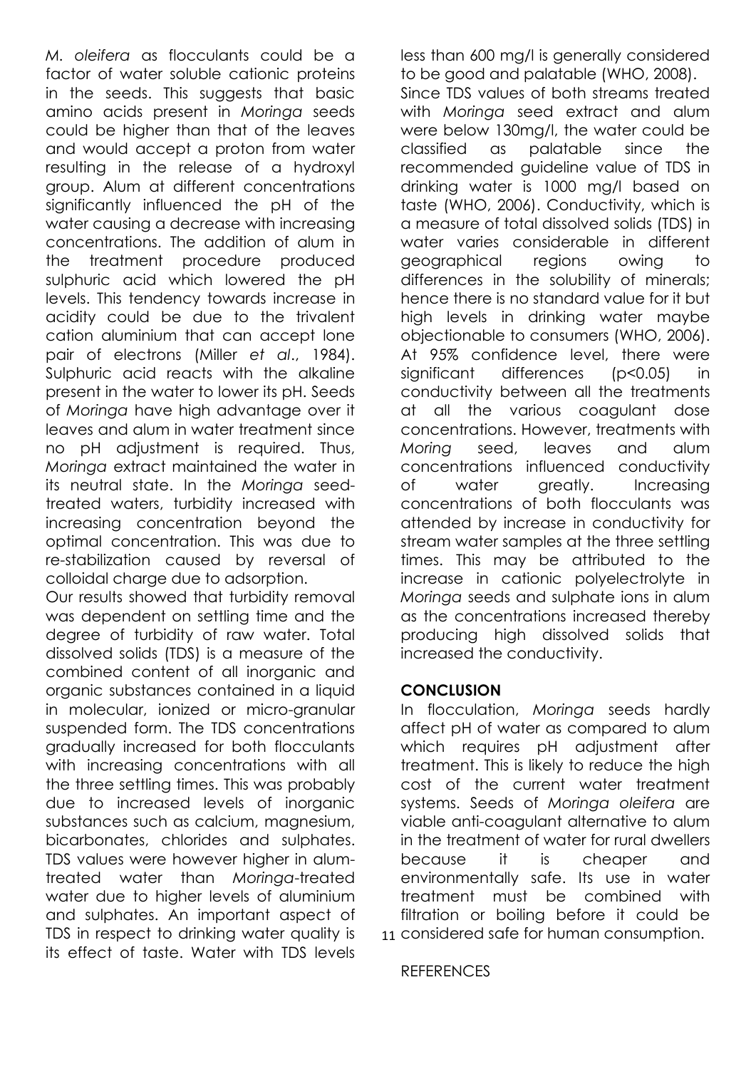*M. oleifera* as flocculants could be a factor of water soluble cationic proteins in the seeds. This suggests that basic amino acids present in *Moringa* seeds could be higher than that of the leaves and would accept a proton from water resulting in the release of a hydroxyl group. Alum at different concentrations significantly influenced the pH of the water causing a decrease with increasing concentrations. The addition of alum in the treatment procedure produced sulphuric acid which lowered the pH levels. This tendency towards increase in acidity could be due to the trivalent cation aluminium that can accept lone pair of electrons (Miller *et al*., 1984). Sulphuric acid reacts with the alkaline present in the water to lower its pH. Seeds of *Moringa* have high advantage over it leaves and alum in water treatment since no pH adjustment is required. Thus, *Moringa* extract maintained the water in its neutral state. In the *Moringa* seed-treated waters, turbidity increased with increasing concentration beyond the optimal concentration. This was due to re-stabilization caused by reversal of colloidal charge due to adsorption.

Our results showed that turbidity removal was dependent on settling time and the degree of turbidity of raw water. Total dissolved solids (TDS) is a measure of the combined content of all inorganic and organic substances contained in a liquid in molecular, ionized or micro-granular suspended form. The TDS concentrations gradually increased for both flocculants with increasing concentrations with all the three settling times. This was probably due to increased levels of inorganic substances such as calcium, magnesium, bicarbonates, chlorides and sulphates. TDS values were however higher in alum-treated water than *Moringa*-treated water due to higher levels of aluminium and sulphates. An important aspect of TDS in respect to drinking water quality is its effect of taste. Water with TDS levels less than 600 mg/l is generally considered to be good and palatable (WHO, 2008). Since TDS values of both streams treated with *Moringa* seed extract and alum were below 130mg/l, the water could be classified as palatable since the recommended guideline value of TDS in drinking water is 1000 mg/l based on taste (WHO, 2006). Conductivity, which is a measure of total dissolved solids (TDS) in water varies considerable in different geographical regions owing to differences in the solubility of minerals; hence there is no standard value for it but high levels in drinking water maybe objectionable to consumers (WHO, 2006). At 95% confidence level, there were significant differences ($p<0.05$) in conductivity between all the treatments at all the various coagulant dose concentrations. However, treatments with *Moring* seed, leaves and alum concentrations influenced conductivity of water greatly. Increasing concentrations of both flocculants was attended by increase in conductivity for stream water samples at the three settling times. This may be attributed to the increase in cationic polyelectrolyte in *Moringa* seeds and sulphate ions in alum as the concentrations increased thereby producing high dissolved solids that increased the conductivity.

## CONCLUSION

In flocculation, *Moringa* seeds hardly affect pH of water as compared to alum which requires pH adjustment after treatment. This is likely to reduce the high cost of the current water treatment systems. Seeds of *Moringa oleifera* are viable anti-coagulant alternative to alum in the treatment of water for rural dwellers because it is cheaper and environmentally safe. Its use in water treatment must be combined with filtration or boiling before it could be considered safe for human consumption.

REFERENCES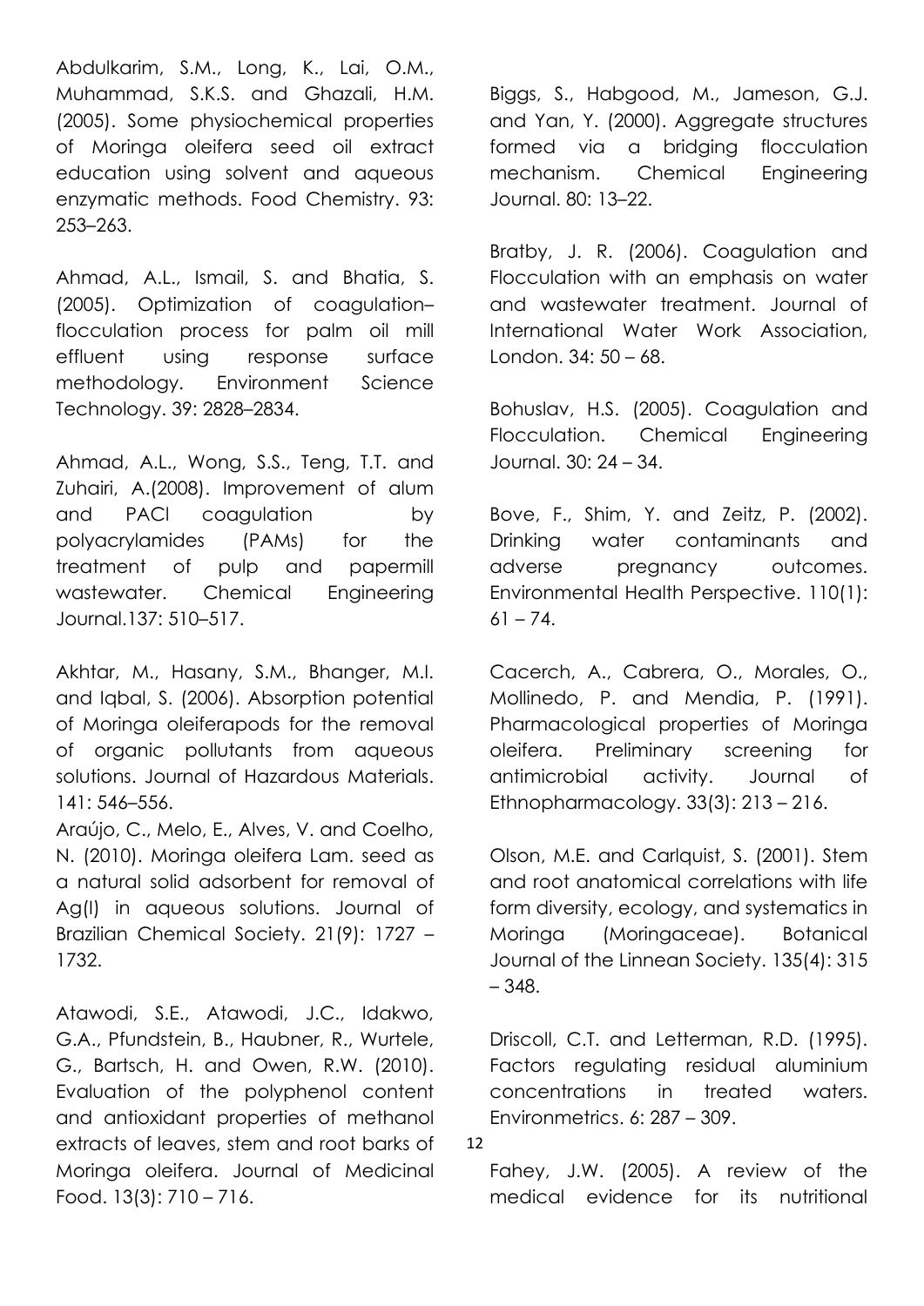Abdulkarim, S.M., Long, K., Lai, O.M., Muhammad, S.K.S. and Ghazali, H.M. (2005). Some physiochemical properties of Moringa oleifera seed oil extract education using solvent and aqueous enzymatic methods. Food Chemistry. 93: 253–263.

Ahmad, A.L., Ismail, S. and Bhatia, S. (2005). Optimization of coagulation–flocculation process for palm oil mill effluent using response surface methodology. Environment Science Technology. 39: 2828–2834.

Ahmad, A.L., Wong, S.S., Teng, T.T. and Zuhairi, A.(2008). Improvement of alum and PACl coagulation by polyacrylamides (PAMs) for the treatment of pulp and papermill wastewater. Chemical Engineering Journal.137: 510–517.

Akhtar, M., Hasany, S.M., Bhanger, M.I. and Iqbal, S. (2006). Absorption potential of Moringa oleiferapods for the removal of organic pollutants from aqueous solutions. Journal of Hazardous Materials. 141: 546–556.

Araújo, C., Melo, E., Alves, V. and Coelho, N. (2010). Moringa oleifera Lam. seed as a natural solid adsorbent for removal of Ag(I) in aqueous solutions. Journal of Brazilian Chemical Society. 21(9): 1727 – 1732.

Atawodi, S.E., Atawodi, J.C., Idakwo, G.A., Pfundstein, B., Haubner, R., Wurtele, G., Bartsch, H. and Owen, R.W. (2010). Evaluation of the polyphenol content and antioxidant properties of methanol extracts of leaves, stem and root barks of Moringa oleifera. Journal of Medicinal Food. 13(3): 710 – 716.

Biggs, S., Habgood, M., Jameson, G.J. and Yan, Y. (2000). Aggregate structures formed via a bridging flocculation mechanism. Chemical Engineering Journal. 80: 13–22.

Bratby, J. R. (2006). Coagulation and Flocculation with an emphasis on water and wastewater treatment. Journal of International Water Work Association, London. 34: 50 – 68.

Bohuslav, H.S. (2005). Coagulation and Flocculation. Chemical Engineering Journal. 30: 24 – 34.

Bove, F., Shim, Y. and Zeitz, P. (2002). Drinking water contaminants and adverse pregnancy outcomes. Environmental Health Perspective. 110(1): 61 – 74.

Cacerch, A., Cabrera, O., Morales, O., Mollinedo, P. and Mendia, P. (1991). Pharmacological properties of Moringa oleifera. Preliminary screening for antimicrobial activity. Journal of Ethnopharmacology. 33(3): 213 – 216.

Olson, M.E. and Carlquist, S. (2001). Stem and root anatomical correlations with life form diversity, ecology, and systematics in Moringa (Moringaceae). Botanical Journal of the Linnean Society. 135(4): 315 – 348.

Driscoll, C.T. and Letterman, R.D. (1995). Factors regulating residual aluminium concentrations in treated waters. Environmetrics. 6: 287 – 309.

Fahey, J.W. (2005). A review of the medical evidence for its nutritional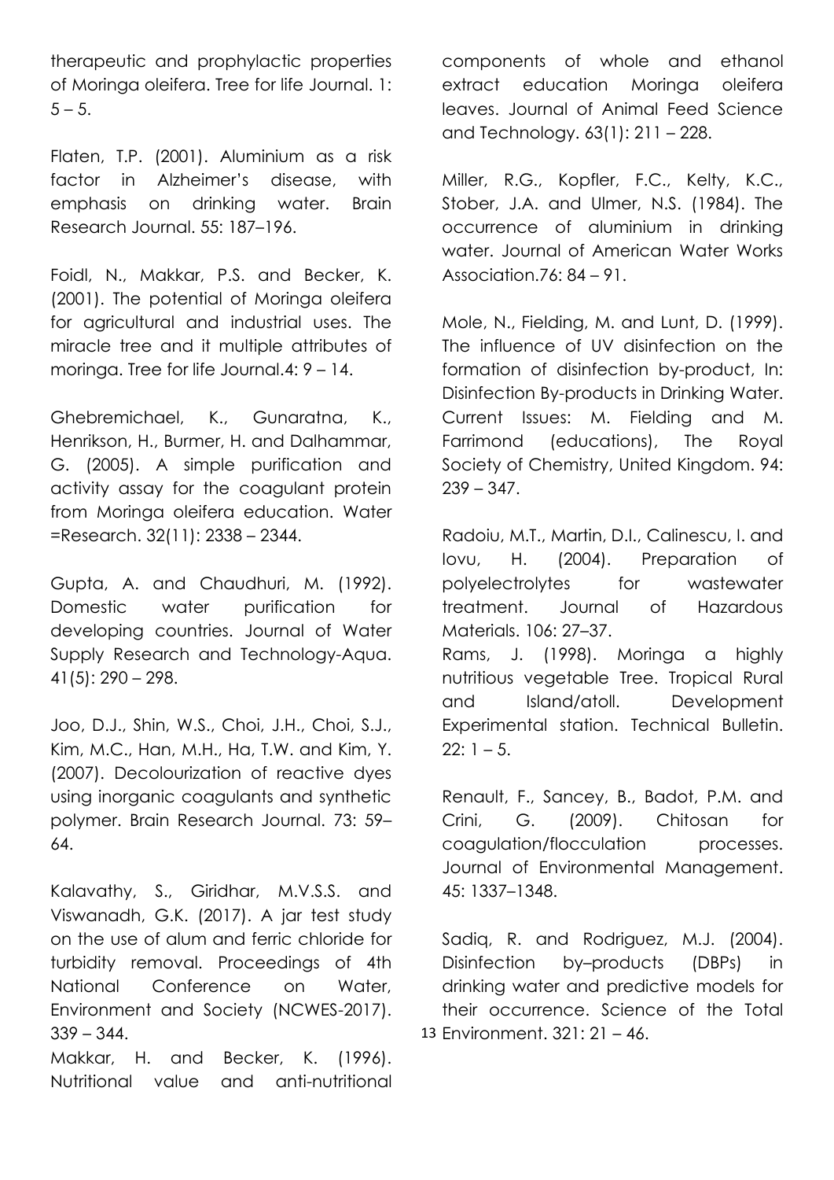therapeutic and prophylactic properties of Moringa oleifera. Tree for life Journal. 1: 5 – 5.

Flaten, T.P. (2001). Aluminium as a risk factor in Alzheimer's disease, with emphasis on drinking water. Brain Research Journal. 55: 187–196.

Foidl, N., Makkar, P.S. and Becker, K. (2001). The potential of Moringa oleifera for agricultural and industrial uses. The miracle tree and it multiple attributes of moringa. Tree for life Journal.4: 9 – 14.

Ghebremichael, K., Gunaratna, K., Henrikson, H., Burmer, H. and Dalhammar, G. (2005). A simple purification and activity assay for the coagulant protein from Moringa oleifera education. Water =Research. 32(11): 2338 – 2344.

Gupta, A. and Chaudhuri, M. (1992). Domestic water purification for developing countries. Journal of Water Supply Research and Technology-Aqua. 41(5): 290 – 298.

Joo, D.J., Shin, W.S., Choi, J.H., Choi, S.J., Kim, M.C., Han, M.H., Ha, T.W. and Kim, Y. (2007). Decolourization of reactive dyes using inorganic coagulants and synthetic polymer. Brain Research Journal. 73: 59–64.

Kalavathy, S., Giridhar, M.V.S.S. and Viswanadh, G.K. (2017). A jar test study on the use of alum and ferric chloride for turbidity removal. Proceedings of 4th National Conference on Water, Environment and Society (NCWES-2017). 339 – 344.

Makkar, H. and Becker, K. (1996). Nutritional value and anti-nutritional components of whole and ethanol extract education Moringa oleifera leaves. Journal of Animal Feed Science and Technology. 63(1): 211 – 228.

Miller, R.G., Kopfler, F.C., Kelty, K.C., Stober, J.A. and Ulmer, N.S. (1984). The occurrence of aluminium in drinking water. Journal of American Water Works Association.76: 84 – 91.

Mole, N., Fielding, M. and Lunt, D. (1999). The influence of UV disinfection on the formation of disinfection by-product, In: Disinfection By-products in Drinking Water. Current Issues: M. Fielding and M. Farrimond (educations), The Royal Society of Chemistry, United Kingdom. 94: 239 – 347.

Radoiu, M.T., Martin, D.I., Calinescu, I. and Iovu, H. (2004). Preparation of polyelectrolytes for wastewater treatment. Journal of Hazardous Materials. 106: 27–37.

Rams, J. (1998). Moringa a highly nutritious vegetable Tree. Tropical Rural and Island/atoll. Development Experimental station. Technical Bulletin. 22: 1 – 5.

Renault, F., Sancey, B., Badot, P.M. and Crini, G. (2009). Chitosan for coagulation/flocculation processes. Journal of Environmental Management. 45: 1337–1348.

Sadiq, R. and Rodriguez, M.J. (2004). Disinfection by–products (DBPs) in drinking water and predictive models for their occurrence. Science of the Total Environment. 321: 21 – 46.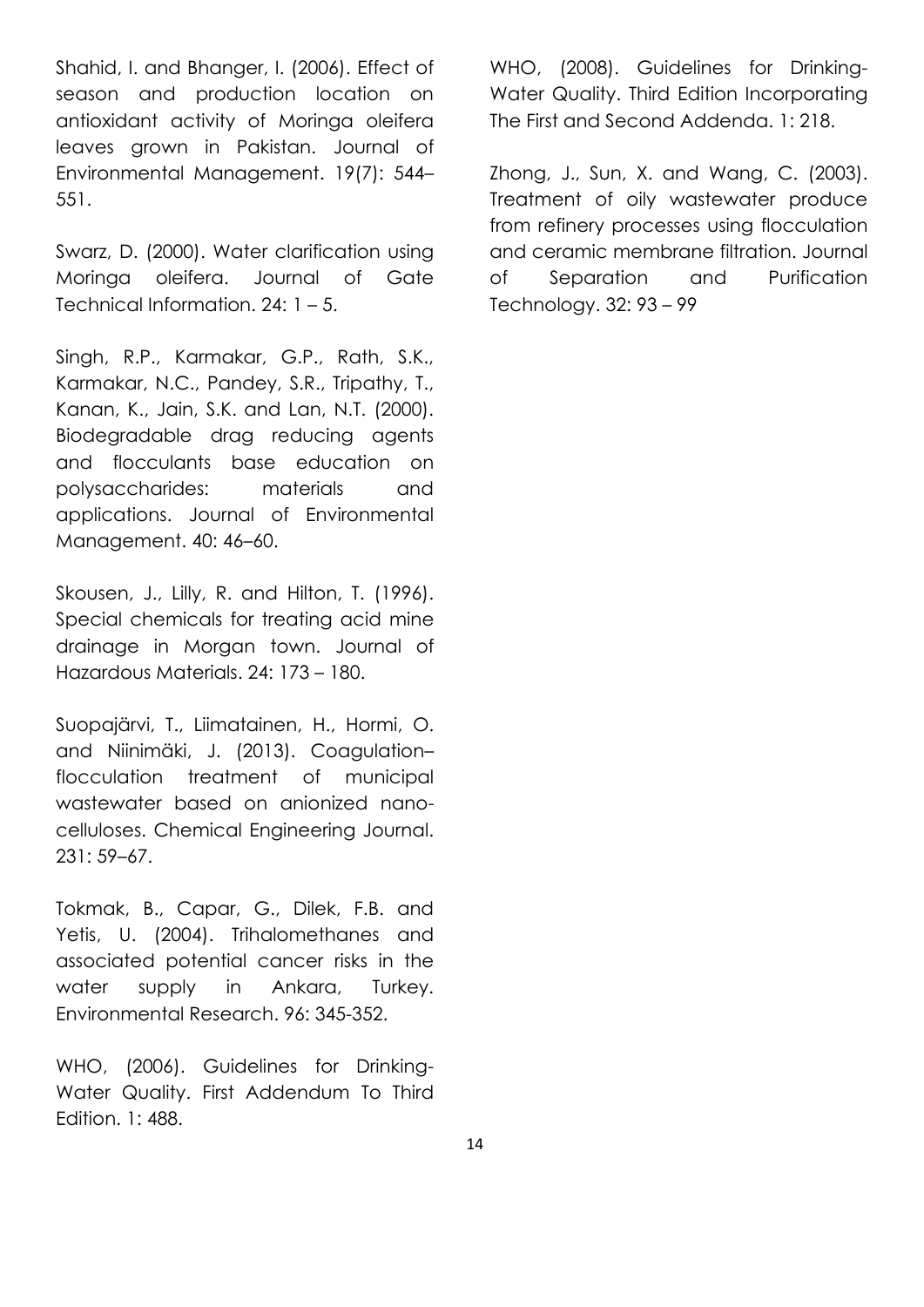Shahid, I. and Bhanger, I. (2006). Effect of season and production location on antioxidant activity of Moringa oleifera leaves grown in Pakistan. Journal of Environmental Management. 19(7): 544–551.

Swarz, D. (2000). Water clarification using Moringa oleifera. Journal of Gate Technical Information. 24: 1 – 5.

Singh, R.P., Karmakar, G.P., Rath, S.K., Karmakar, N.C., Pandey, S.R., Tripathy, T., Kanan, K., Jain, S.K. and Lan, N.T. (2000). Biodegradable drag reducing agents and flocculants base education on polysaccharides: materials and applications. Journal of Environmental Management. 40: 46–60.

Skousen, J., Lilly, R. and Hilton, T. (1996). Special chemicals for treating acid mine drainage in Morgan town. Journal of Hazardous Materials. 24: 173 – 180.

Suopajärvi, T., Liimatainen, H., Hormi, O. and Niinimäki, J. (2013). Coagulation–flocculation treatment of municipal wastewater based on anionized nano-celluloses. Chemical Engineering Journal. 231: 59–67.

Tokmak, B., Capar, G., Dilek, F.B. and Yetis, U. (2004). Trihalomethanes and associated potential cancer risks in the water supply in Ankara, Turkey. Environmental Research. 96: 345-352.

WHO, (2006). Guidelines for Drinking-Water Quality. First Addendum To Third Edition. 1: 488.

WHO, (2008). Guidelines for Drinking-Water Quality. Third Edition Incorporating The First and Second Addenda. 1: 218.

Zhong, J., Sun, X. and Wang, C. (2003). Treatment of oily wastewater produce from refinery processes using flocculation and ceramic membrane filtration. Journal of Separation and Purification Technology. 32: 93 – 99